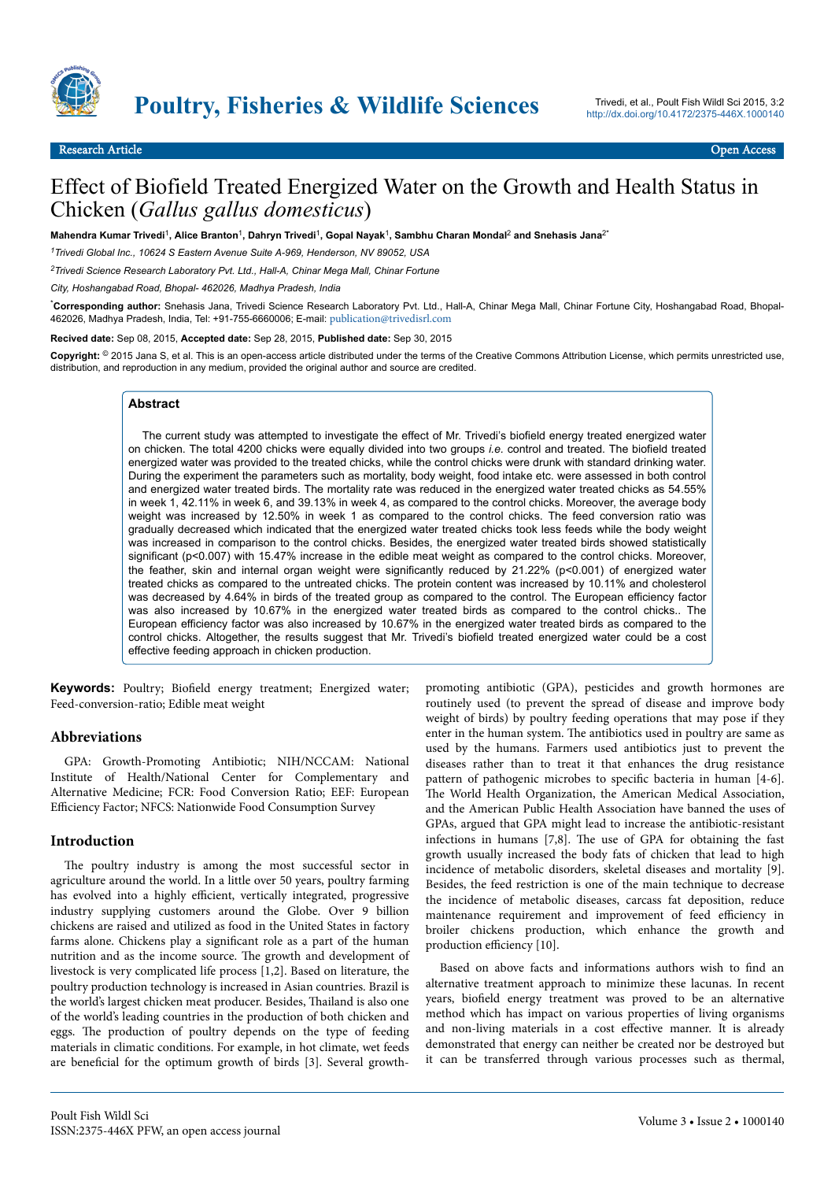Research Article Open Access

# Effect of Biofield Treated Energized Water on the Growth and Health Status in Chicken (*Gallus gallus domesticus*)

**Mahendra Kumar Trivedi[1], Alice Branton[1], Dahryn Trivedi[1], Gopal Nayak[1], Sambhu Charan Mondal[2] and Snehasis Jana[2*]**

[1]Trivedi Global Inc., 10624 S Eastern Avenue Suite A-969, Henderson, NV 89052, USA

[2]Trivedi Science Research Laboratory Pvt. Ltd., Hall-A, Chinar Mega Mall, Chinar Fortune City, Hoshangabad Road, Bhopal- 462026, Madhya Pradesh, India

[*]**Corresponding author:** Snehasis Jana, Trivedi Science Research Laboratory Pvt. Ltd., Hall-A, Chinar Mega Mall, Chinar Fortune City, Hoshangabad Road, Bhopal-462026, Madhya Pradesh, India, Tel: +91-755-6660006; E-mail: publication@trivedisrl.com

**Recived date:** Sep 08, 2015, **Accepted date:** Sep 28, 2015, **Published date:** Sep 30, 2015

**Copyright:** © 2015 Jana S, et al. This is an open-access article distributed under the terms of the Creative Commons Attribution License, which permits unrestricted use, distribution, and reproduction in any medium, provided the original author and source are credited.

## Abstract

The current study was attempted to investigate the effect of Mr. Trivedi's biofield energy treated energized water on chicken. The total 4200 chicks were equally divided into two groups *i.e.* control and treated. The biofield treated energized water was provided to the treated chicks, while the control chicks were drunk with standard drinking water. During the experiment the parameters such as mortality, body weight, food intake etc. were assessed in both control and energized water treated birds. The mortality rate was reduced in the energized water treated chicks as 54.55% in week 1, 42.11% in week 6, and 39.13% in week 4, as compared to the control chicks. Moreover, the average body weight was increased by 12.50% in week 1 as compared to the control chicks. The feed conversion ratio was gradually decreased which indicated that the energized water treated chicks took less feeds while the body weight was increased in comparison to the control chicks. Besides, the energized water treated birds showed statistically significant ($p<0.007$) with 15.47% increase in the edible meat weight as compared to the control chicks. Moreover, the feather, skin and internal organ weight were significantly reduced by 21.22% ($p<0.001$) of energized water treated chicks as compared to the untreated chicks. The protein content was increased by 10.11% and cholesterol was decreased by 4.64% in birds of the treated group as compared to the control. The European efficiency factor was also increased by 10.67% in the energized water treated birds as compared to the control chicks.. The European efficiency factor was also increased by 10.67% in the energized water treated birds as compared to the control chicks. Altogether, the results suggest that Mr. Trivedi's biofield treated energized water could be a cost effective feeding approach in chicken production.

**Keywords:** Poultry; Biofield energy treatment; Energized water; Feed-conversion-ratio; Edible meat weight

## Abbreviations

GPA: Growth-Promoting Antibiotic; NIH/NCCAM: National Institute of Health/National Center for Complementary and Alternative Medicine; FCR: Food Conversion Ratio; EEF: European Efficiency Factor; NFCS: Nationwide Food Consumption Survey

## Introduction

The poultry industry is among the most successful sector in agriculture around the world. In a little over 50 years, poultry farming has evolved into a highly efficient, vertically integrated, progressive industry supplying customers around the Globe. Over 9 billion chickens are raised and utilized as food in the United States in factory farms alone. Chickens play a significant role as a part of the human nutrition and as the income source. The growth and development of livestock is very complicated life process [1,2]. Based on literature, the poultry production technology is increased in Asian countries. Brazil is the world's largest chicken meat producer. Besides, Thailand is also one of the world's leading countries in the production of both chicken and eggs. The production of poultry depends on the type of feeding materials in climatic conditions. For example, in hot climate, wet feeds are beneficial for the optimum growth of birds [3]. Several growth-promoting antibiotic (GPA), pesticides and growth hormones are routinely used (to prevent the spread of disease and improve body weight of birds) by poultry feeding operations that may pose if they enter in the human system. The antibiotics used in poultry are same as used by the humans. Farmers used antibiotics just to prevent the diseases rather than to treat it that enhances the drug resistance pattern of pathogenic microbes to specific bacteria in human [4-6]. The World Health Organization, the American Medical Association, and the American Public Health Association have banned the uses of GPAs, argued that GPA might lead to increase the antibiotic-resistant infections in humans [7,8]. The use of GPA for obtaining the fast growth usually increased the body fats of chicken that lead to high incidence of metabolic disorders, skeletal diseases and mortality [9]. Besides, the feed restriction is one of the main technique to decrease the incidence of metabolic diseases, carcass fat deposition, reduce maintenance requirement and improvement of feed efficiency in broiler chickens production, which enhance the growth and production efficiency [10].

Based on above facts and informations authors wish to find an alternative treatment approach to minimize these lacunas. In recent years, biofield energy treatment was proved to be an alternative method which has impact on various properties of living organisms and non-living materials in a cost effective manner. It is already demonstrated that energy can neither be created nor be destroyed but it can be transferred through various processes such as thermal,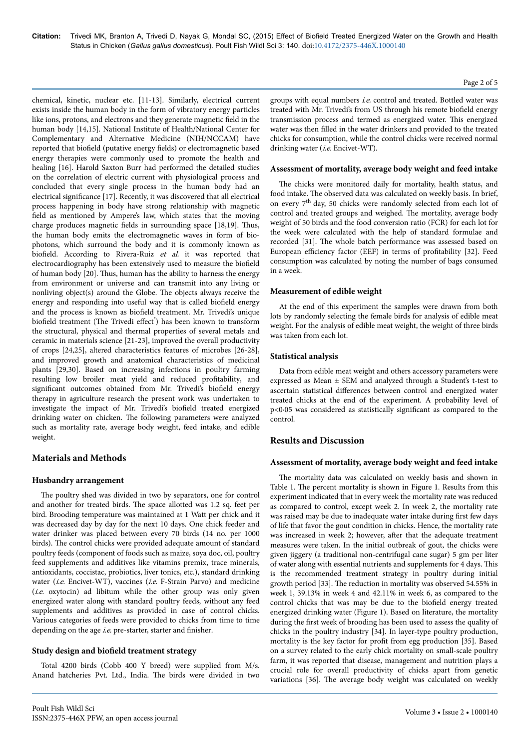chemical, kinetic, nuclear etc. [11-13]. Similarly, electrical current exists inside the human body in the form of vibratory energy particles like ions, protons, and electrons and they generate magnetic field in the human body [14,15]. National Institute of Health/National Center for Complementary and Alternative Medicine (NIH/NCCAM) have reported that biofield (putative energy fields) or electromagnetic based energy therapies were commonly used to promote the health and healing [16]. Harold Saxton Burr had performed the detailed studies on the correlation of electric current with physiological process and concluded that every single process in the human body had an electrical significance [17]. Recently, it was discovered that all electrical process happening in body have strong relationship with magnetic field as mentioned by Ampere's law, which states that the moving charge produces magnetic fields in surrounding space [18,19]. Thus, the human body emits the electromagnetic waves in form of bio-photons, which surround the body and it is commonly known as biofield. According to Rivera-Ruiz *et al.* it was reported that electrocardiography has been extensively used to measure the biofield of human body [20]. Thus, human has the ability to harness the energy from environment or universe and can transmit into any living or nonliving object(s) around the Globe. The objects always receive the energy and responding into useful way that is called biofield energy and the process is known as biofield treatment. Mr. Trivedi's unique biofield treatment (The Trivedi effect®) has been known to transform the structural, physical and thermal properties of several metals and ceramic in materials science [21-23], improved the overall productivity of crops [24,25], altered characteristics features of microbes [26-28], and improved growth and anatomical characteristics of medicinal plants [29,30]. Based on increasing infections in poultry farming resulting low broiler meat yield and reduced profitability, and significant outcomes obtained from Mr. Trivedi's biofield energy therapy in agriculture research the present work was undertaken to investigate the impact of Mr. Trivedi's biofield treated energized drinking water on chicken. The following parameters were analyzed such as mortality rate, average body weight, feed intake, and edible weight.

## Materials and Methods

### Husbandry arrangement

The poultry shed was divided in two by separators, one for control and another for treated birds. The space allotted was 1.2 sq. feet per bird. Brooding temperature was maintained at 1 Watt per chick and it was decreased day by day for the next 10 days. One chick feeder and water drinker was placed between every 70 birds (14 no. per 1000 birds). The control chicks were provided adequate amount of standard poultry feeds (component of foods such as maize, soya doc, oil, poultry feed supplements and additives like vitamins premix, trace minerals, antioxidants, coccistac, probiotics, liver tonics, etc.), standard drinking water (*i.e.* Encivet-WT), vaccines (*i.e.* F-Strain Parvo) and medicine (*i.e.* oxytocin) ad libitum while the other group was only given energized water along with standard poultry feeds, without any feed supplements and additives as provided in case of control chicks. Various categories of feeds were provided to chicks from time to time depending on the age *i.e.* pre-starter, starter and finisher.

### Study design and biofield treatment strategy

Total 4200 birds (Cobb 400 Y breed) were supplied from M/s. Anand hatcheries Pvt. Ltd., India. The birds were divided in two groups with equal numbers *i.e.* control and treated. Bottled water was treated with Mr. Trivedi's from US through his remote biofield energy transmission process and termed as energized water. This energized water was then filled in the water drinkers and provided to the treated chicks for consumption, while the control chicks were received normal drinking water (*i.e.* Encivet-WT).

### Assessment of mortality, average body weight and feed intake

The chicks were monitored daily for mortality, health status, and food intake. The observed data was calculated on weekly basis. In brief, on every 7th day, 50 chicks were randomly selected from each lot of control and treated groups and weighed. The mortality, average body weight of 50 birds and the food conversion ratio (FCR) for each lot for the week were calculated with the help of standard formulae and recorded [31]. The whole batch performance was assessed based on European efficiency factor (EEF) in terms of profitability [32]. Feed consumption was calculated by noting the number of bags consumed in a week.

### Measurement of edible weight

At the end of this experiment the samples were drawn from both lots by randomly selecting the female birds for analysis of edible meat weight. For the analysis of edible meat weight, the weight of three birds was taken from each lot.

### Statistical analysis

Data from edible meat weight and others accessory parameters were expressed as Mean ± SEM and analyzed through a Student's t-test to ascertain statistical differences between control and energized water treated chicks at the end of the experiment. A probability level of $p<0.05$ was considered as statistically significant as compared to the control.

## Results and Discussion

### Assessment of mortality, average body weight and feed intake

The mortality data was calculated on weekly basis and shown in Table 1. The percent mortality is shown in Figure 1. Results from this experiment indicated that in every week the mortality rate was reduced as compared to control, except week 2. In week 2, the mortality rate was raised may be due to inadequate water intake during first few days of life that favor the gout condition in chicks. Hence, the mortality rate was increased in week 2; however, after that the adequate treatment measures were taken. In the initial outbreak of gout, the chicks were given jiggery (a traditional non-centrifugal cane sugar) 5 gm per liter of water along with essential nutrients and supplements for 4 days. This is the recommended treatment strategy in poultry during initial growth period [33]. The reduction in mortality was observed 54.55% in week 1, 39.13% in week 4 and 42.11% in week 6, as compared to the control chicks that was may be due to the biofield energy treated energized drinking water (Figure 1). Based on literature, the mortality during the first week of brooding has been used to assess the quality of chicks in the poultry industry [34]. In layer-type poultry production, mortality is the key factor for profit from egg production [35]. Based on a survey related to the early chick mortality on small-scale poultry farm, it was reported that disease, management and nutrition plays a crucial role for overall productivity of chicks apart from genetic variations [36]. The average body weight was calculated on weekly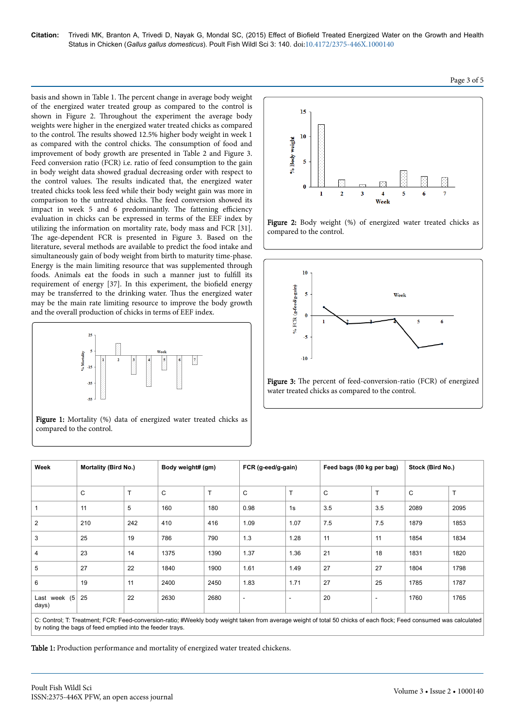basis and shown in Table 1. The percent change in average body weight of the energized water treated group as compared to the control is shown in Figure 2. Throughout the experiment the average body weights were higher in the energized water treated chicks as compared to the control. The results showed 12.5% higher body weight in week 1 as compared with the control chicks. The consumption of food and improvement of body growth are presented in Table 2 and Figure 3. Feed conversion ratio (FCR) i.e. ratio of feed consumption to the gain in body weight data showed gradual decreasing order with respect to the control values. The results indicated that, the energized water treated chicks took less feed while their body weight gain was more in comparison to the untreated chicks. The feed conversion showed its impact in week 5 and 6 predominantly. The fattening efficiency evaluation in chicks can be expressed in terms of the EEF index by utilizing the information on mortality rate, body mass and FCR [31]. The age-dependent FCR is presented in Figure 3. Based on the literature, several methods are available to predict the food intake and simultaneously gain of body weight from birth to maturity time-phase. Energy is the main limiting resource that was supplemented through foods. Animals eat the foods in such a manner just to fulfill its requirement of energy [37]. In this experiment, the biofield energy may be transferred to the drinking water. Thus the energized water may be the main rate limiting resource to improve the body growth and the overall production of chicks in terms of EEF index.

Figure 1: Mortality (%) data of energized water treated chicks as compared to the control.

Figure 2: Body weight (%) of energized water treated chicks as compared to the control.

Figure 3: The percent of feed-conversion-ratio (FCR) of energized water treated chicks as compared to the control.

| Week | Mortality (Bird No.) | | Body weight# (gm) | | FCR (g-eed/g-gain) | | Feed bags (80 kg per bag) | | Stock (Bird No.) | |
|---|---|---|---|---|---|---|---|---|---|---|
| | C | T | C | T | C | T | C | T | C | T |
| 1 | 11 | 5 | 160 | 180 | 0.98 | 1s | 3.5 | 3.5 | 2089 | 2095 |
| 2 | 210 | 242 | 410 | 416 | 1.09 | 1.07 | 7.5 | 7.5 | 1879 | 1853 |
| 3 | 25 | 19 | 786 | 790 | 1.3 | 1.28 | 11 | 11 | 1854 | 1834 |
| 4 | 23 | 14 | 1375 | 1390 | 1.37 | 1.36 | 21 | 18 | 1831 | 1820 |
| 5 | 27 | 22 | 1840 | 1900 | 1.61 | 1.49 | 27 | 27 | 1804 | 1798 |
| 6 | 19 | 11 | 2400 | 2450 | 1.83 | 1.71 | 27 | 25 | 1785 | 1787 |
| Last week (5 days) | 25 | 22 | 2630 | 2680 | - | - | 20 | - | 1760 | 1765 |

C: Control; T: Treatment; FCR: Feed-conversion-ratio; #Weekly body weight taken from average weight of total 50 chicks of each flock; Feed consumed was calculated by noting the bags of feed emptied into the feeder trays.

Table 1: Production performance and mortality of energized water treated chickens.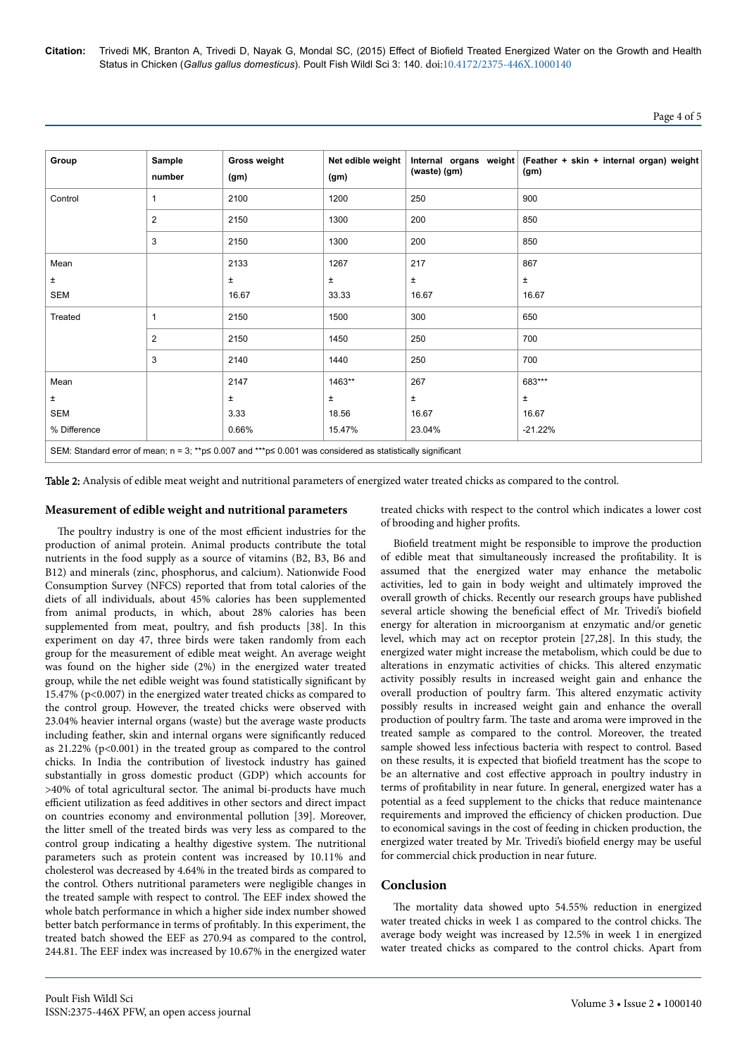| Group | Sample number | Gross weight (gm) | Net edible weight (gm) | Internal organs weight (waste) (gm) | (Feather + skin + internal organ) weight (gm) |
|---|---|---|---|---|---|
| Control | 1 | 2100 | 1200 | 250 | 900 |
| | 2 | 2150 | 1300 | 200 | 850 |
| | 3 | 2150 | 1300 | 200 | 850 |
| Mean ± SEM | | 2133 ± 16.67 | 1267 ± 33.33 | 217 ± 16.67 | 867 ± 16.67 |
| Treated | 1 | 2150 | 1500 | 300 | 650 |
| | 2 | 2150 | 1450 | 250 | 700 |
| | 3 | 2140 | 1440 | 250 | 700 |
| Mean ± SEM | | 2147 ± 3.33 | 1463** ± 18.56 | 267 ± 16.67 | 683*** ± 16.67 |
| % Difference | | 0.66% | 15.47% | 23.04% | -21.22% |

SEM: Standard error of mean; n = 3; **p≤ 0.007 and ***p≤ 0.001 was considered as statistically significant

**Table 2:** Analysis of edible meat weight and nutritional parameters of energized water treated chicks as compared to the control.

### Measurement of edible weight and nutritional parameters

The poultry industry is one of the most efficient industries for the production of animal protein. Animal products contribute the total nutrients in the food supply as a source of vitamins (B2, B3, B6 and B12) and minerals (zinc, phosphorus, and calcium). Nationwide Food Consumption Survey (NFCS) reported that from total calories of the diets of all individuals, about 45% calories has been supplemented from animal products, in which, about 28% calories has been supplemented from meat, poultry, and fish products [38]. In this experiment on day 47, three birds were taken randomly from each group for the measurement of edible meat weight. An average weight was found on the higher side (2%) in the energized water treated group, while the net edible weight was found statistically significant by 15.47% (p<0.007) in the energized water treated chicks as compared to the control group. However, the treated chicks were observed with 23.04% heavier internal organs (waste) but the average waste products including feather, skin and internal organs were significantly reduced as 21.22% (p<0.001) in the treated group as compared to the control chicks. In India the contribution of livestock industry has gained substantially in gross domestic product (GDP) which accounts for >40% of total agricultural sector. The animal bi-products have much efficient utilization as feed additives in other sectors and direct impact on countries economy and environmental pollution [39]. Moreover, the litter smell of the treated birds was very less as compared to the control group indicating a healthy digestive system. The nutritional parameters such as protein content was increased by 10.11% and cholesterol was decreased by 4.64% in the treated birds as compared to the control. Others nutritional parameters were negligible changes in the treated sample with respect to control. The EEF index showed the whole batch performance in which a higher side index number showed better batch performance in terms of profitably. In this experiment, the treated batch showed the EEF as 270.94 as compared to the control, 244.81. The EEF index was increased by 10.67% in the energized water treated chicks with respect to the control which indicates a lower cost of brooding and higher profits.

Biofield treatment might be responsible to improve the production of edible meat that simultaneously increased the profitability. It is assumed that the energized water may enhance the metabolic activities, led to gain in body weight and ultimately improved the overall growth of chicks. Recently our research groups have published several article showing the beneficial effect of Mr. Trivedi's biofield energy for alteration in microorganism at enzymatic and/or genetic level, which may act on receptor protein [27,28]. In this study, the energized water might increase the metabolism, which could be due to alterations in enzymatic activities of chicks. This altered enzymatic activity possibly results in increased weight gain and enhance the overall production of poultry farm. This altered enzymatic activity possibly results in increased weight gain and enhance the overall production of poultry farm. The taste and aroma were improved in the treated sample as compared to the control. Moreover, the treated sample showed less infectious bacteria with respect to control. Based on these results, it is expected that biofield treatment has the scope to be an alternative and cost effective approach in poultry industry in terms of profitability in near future. In general, energized water has a potential as a feed supplement to the chicks that reduce maintenance requirements and improved the efficiency of chicken production. Due to economical savings in the cost of feeding in chicken production, the energized water treated by Mr. Trivedi's biofield energy may be useful for commercial chick production in near future.

## Conclusion

The mortality data showed upto 54.55% reduction in energized water treated chicks in week 1 as compared to the control chicks. The average body weight was increased by 12.5% in week 1 in energized water treated chicks as compared to the control chicks. Apart from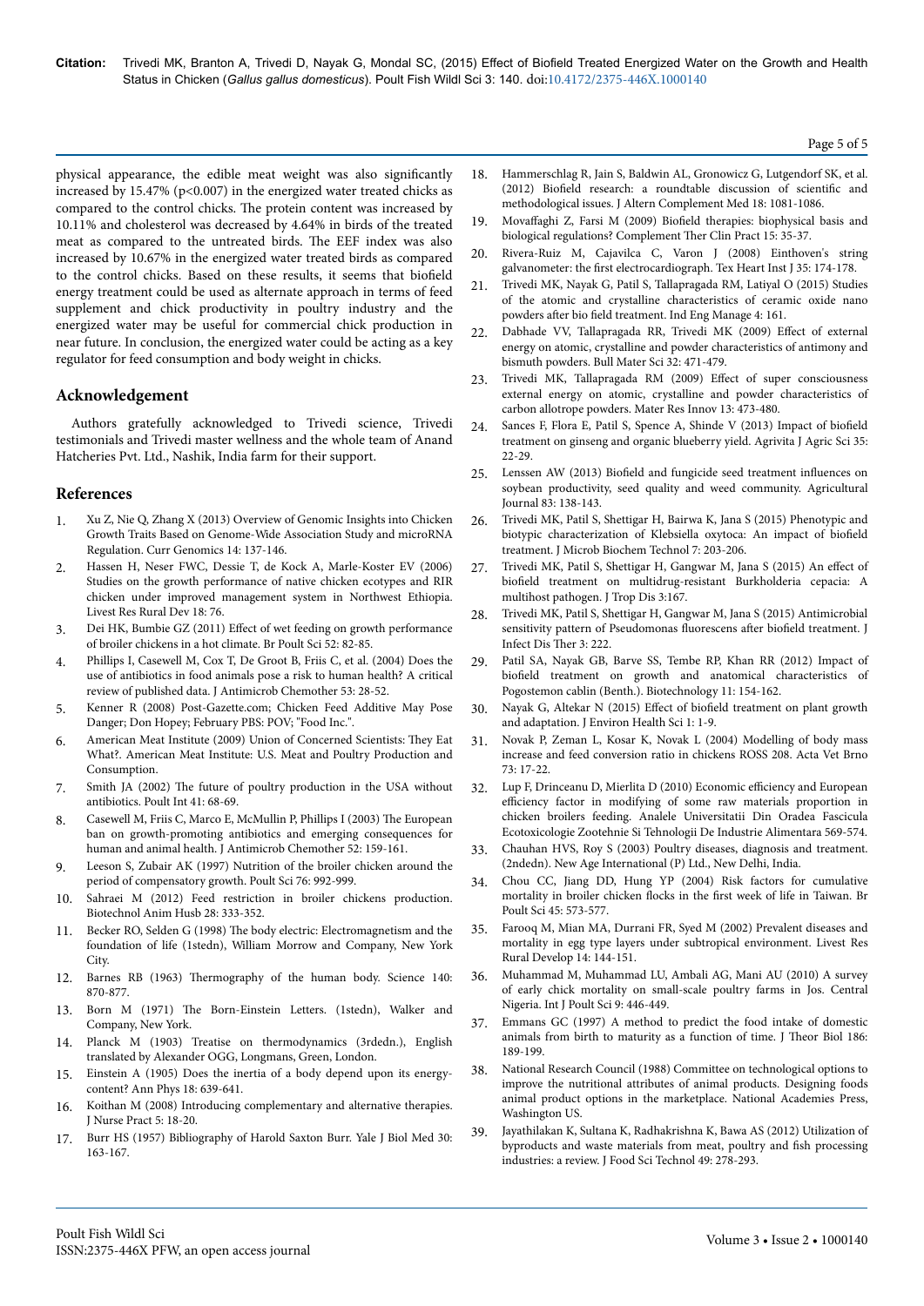physical appearance, the edible meat weight was also significantly increased by 15.47% ($p<0.007$) in the energized water treated chicks as compared to the control chicks. The protein content was increased by 10.11% and cholesterol was decreased by 4.64% in birds of the treated meat as compared to the untreated birds. The EEF index was also increased by 10.67% in the energized water treated birds as compared to the control chicks. Based on these results, it seems that biofield energy treatment could be used as alternate approach in terms of feed supplement and chick productivity in poultry industry and the energized water may be useful for commercial chick production in near future. In conclusion, the energized water could be acting as a key regulator for feed consumption and body weight in chicks.

## Acknowledgement

Authors gratefully acknowledged to Trivedi science, Trivedi testimonials and Trivedi master wellness and the whole team of Anand Hatcheries Pvt. Ltd., Nashik, India farm for their support.

## References

1. Xu Z, Nie Q, Zhang X (2013) Overview of Genomic Insights into Chicken Growth Traits Based on Genome-Wide Association Study and microRNA Regulation. Curr Genomics 14: 137-146.
2. Hassen H, Neser FWC, Dessie T, de Kock A, Marle-Koster EV (2006) Studies on the growth performance of native chicken ecotypes and RIR chicken under improved management system in Northwest Ethiopia. Livest Res Rural Dev 18: 76.
3. Dei HK, Bumbie GZ (2011) Effect of wet feeding on growth performance of broiler chickens in a hot climate. Br Poult Sci 52: 82-85.
4. Phillips I, Casewell M, Cox T, De Groot B, Friis C, et al. (2004) Does the use of antibiotics in food animals pose a risk to human health? A critical review of published data. J Antimicrob Chemother 53: 28-52.
5. Kenner R (2008) Post-Gazette.com; Chicken Feed Additive May Pose Danger; Don Hopey; February PBS: POV; "Food Inc.".
6. American Meat Institute (2009) Union of Concerned Scientists: They Eat What?. American Meat Institute: U.S. Meat and Poultry Production and Consumption.
7. Smith JA (2002) The future of poultry production in the USA without antibiotics. Poult Int 41: 68-69.
8. Casewell M, Friis C, Marco E, McMullin P, Phillips I (2003) The European ban on growth-promoting antibiotics and emerging consequences for human and animal health. J Antimicrob Chemother 52: 159-161.
9. Leeson S, Zubair AK (1997) Nutrition of the broiler chicken around the period of compensatory growth. Poult Sci 76: 992-999.
10. Sahraei M (2012) Feed restriction in broiler chickens production. Biotechnol Anim Husb 28: 333-352.
11. Becker RO, Selden G (1998) The body electric: Electromagnetism and the foundation of life (1stedn), William Morrow and Company, New York City.
12. Barnes RB (1963) Thermography of the human body. Science 140: 870-877.
13. Born M (1971) The Born-Einstein Letters. (1stedn), Walker and Company, New York.
14. Planck M (1903) Treatise on thermodynamics (3rdedn.), English translated by Alexander OGG, Longmans, Green, London.
15. Einstein A (1905) Does the inertia of a body depend upon its energy-content? Ann Phys 18: 639-641.
16. Koithan M (2008) Introducing complementary and alternative therapies. J Nurse Pract 5: 18-20.
17. Burr HS (1957) Bibliography of Harold Saxton Burr. Yale J Biol Med 30: 163-167.
18. Hammerschlag R, Jain S, Baldwin AL, Gronowicz G, Lutgendorf SK, et al. (2012) Biofield research: a roundtable discussion of scientific and methodological issues. J Altern Complement Med 18: 1081-1086.
19. Movaffaghi Z, Farsi M (2009) Biofield therapies: biophysical basis and biological regulations? Complement Ther Clin Pract 15: 35-37.
20. Rivera-Ruiz M, Cajavilca C, Varon J (2008) Einthoven's string galvanometer: the first electrocardiograph. Tex Heart Inst J 35: 174-178.
21. Trivedi MK, Nayak G, Patil S, Tallapragada RM, Latiyal O (2015) Studies of the atomic and crystalline characteristics of ceramic oxide nano powders after bio field treatment. Ind Eng Manage 4: 161.
22. Dabhade VV, Tallapragada RR, Trivedi MK (2009) Effect of external energy on atomic, crystalline and powder characteristics of antimony and bismuth powders. Bull Mater Sci 32: 471-479.
23. Trivedi MK, Tallapragada RM (2009) Effect of super consciousness external energy on atomic, crystalline and powder characteristics of carbon allotrope powders. Mater Res Innov 13: 473-480.
24. Sances F, Flora E, Patil S, Spence A, Shinde V (2013) Impact of biofield treatment on ginseng and organic blueberry yield. Agrivita J Agric Sci 35: 22-29.
25. Lenssen AW (2013) Biofield and fungicide seed treatment influences on soybean productivity, seed quality and weed community. Agricultural Journal 83: 138-143.
26. Trivedi MK, Patil S, Shettigar H, Bairwa K, Jana S (2015) Phenotypic and biotypic characterization of Klebsiella oxytoca: An impact of biofield treatment. J Microb Biochem Technol 7: 203-206.
27. Trivedi MK, Patil S, Shettigar H, Gangwar M, Jana S (2015) An effect of biofield treatment on multidrug-resistant Burkholderia cepacia: A multihost pathogen. J Trop Dis 3:167.
28. Trivedi MK, Patil S, Shettigar H, Gangwar M, Jana S (2015) Antimicrobial sensitivity pattern of Pseudomonas fluorescens after biofield treatment. J Infect Dis Ther 3: 222.
29. Patil SA, Nayak GB, Barve SS, Tembe RP, Khan RR (2012) Impact of biofield treatment on growth and anatomical characteristics of Pogostemon cablin (Benth.). Biotechnology 11: 154-162.
30. Nayak G, Altekar N (2015) Effect of biofield treatment on plant growth and adaptation. J Environ Health Sci 1: 1-9.
31. Novak P, Zeman L, Kosar K, Novak L (2004) Modelling of body mass increase and feed conversion ratio in chickens ROSS 208. Acta Vet Brno 73: 17-22.
32. Lup F, Drinceanu D, Mierlita D (2010) Economic efficiency and European efficiency factor in modifying of some raw materials proportion in chicken broilers feeding. Analele Universitatii Din Oradea Fascicula Ecotoxicologie Zootehnie Si Tehnologii De Industrie Alimentara 569-574.
33. Chauhan HVS, Roy S (2003) Poultry diseases, diagnosis and treatment. (2ndedn). New Age International (P) Ltd., New Delhi, India.
34. Chou CC, Jiang DD, Hung YP (2004) Risk factors for cumulative mortality in broiler chicken flocks in the first week of life in Taiwan. Br Poult Sci 45: 573-577.
35. Farooq M, Mian MA, Durrani FR, Syed M (2002) Prevalent diseases and mortality in egg type layers under subtropical environment. Livest Res Rural Develop 14: 144-151.
36. Muhammad M, Muhammad LU, Ambali AG, Mani AU (2010) A survey of early chick mortality on small-scale poultry farms in Jos. Central Nigeria. Int J Poult Sci 9: 446-449.
37. Emmans GC (1997) A method to predict the food intake of domestic animals from birth to maturity as a function of time. J Theor Biol 186: 189-199.
38. National Research Council (1988) Committee on technological options to improve the nutritional attributes of animal products. Designing foods animal product options in the marketplace. National Academies Press, Washington US.
39. Jayathilakan K, Sultana K, Radhakrishna K, Bawa AS (2012) Utilization of byproducts and waste materials from meat, poultry and fish processing industries: a review. J Food Sci Technol 49: 278-293.